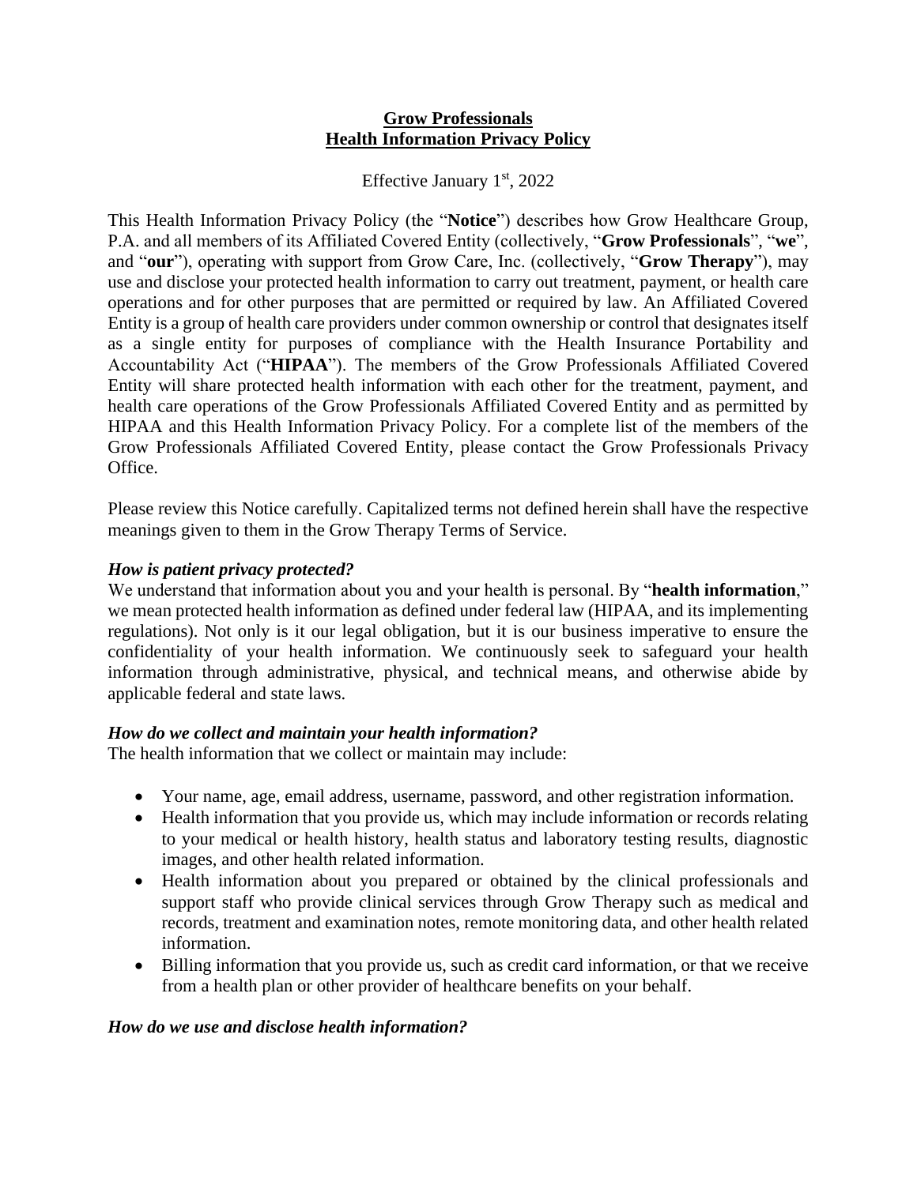**Grow Professionals**
**Health Information Privacy Policy**

Effective January 1st, 2022

This Health Information Privacy Policy (the "**Notice**") describes how Grow Healthcare Group, P.A. and all members of its Affiliated Covered Entity (collectively, "**Grow Professionals**", "**we**", and "**our**"), operating with support from Grow Care, Inc. (collectively, "**Grow Therapy**"), may use and disclose your protected health information to carry out treatment, payment, or health care operations and for other purposes that are permitted or required by law. An Affiliated Covered Entity is a group of health care providers under common ownership or control that designates itself as a single entity for purposes of compliance with the Health Insurance Portability and Accountability Act ("**HIPAA**"). The members of the Grow Professionals Affiliated Covered Entity will share protected health information with each other for the treatment, payment, and health care operations of the Grow Professionals Affiliated Covered Entity and as permitted by HIPAA and this Health Information Privacy Policy. For a complete list of the members of the Grow Professionals Affiliated Covered Entity, please contact the Grow Professionals Privacy Office.

Please review this Notice carefully. Capitalized terms not defined herein shall have the respective meanings given to them in the Grow Therapy Terms of Service.

***How is patient privacy protected?***

We understand that information about you and your health is personal. By "**health information**," we mean protected health information as defined under federal law (HIPAA, and its implementing regulations). Not only is it our legal obligation, but it is our business imperative to ensure the confidentiality of your health information. We continuously seek to safeguard your health information through administrative, physical, and technical means, and otherwise abide by applicable federal and state laws.

***How do we collect and maintain your health information?***

The health information that we collect or maintain may include:

- Your name, age, email address, username, password, and other registration information.
- Health information that you provide us, which may include information or records relating to your medical or health history, health status and laboratory testing results, diagnostic images, and other health related information.
- Health information about you prepared or obtained by the clinical professionals and support staff who provide clinical services through Grow Therapy such as medical and records, treatment and examination notes, remote monitoring data, and other health related information.
- Billing information that you provide us, such as credit card information, or that we receive from a health plan or other provider of healthcare benefits on your behalf.

***How do we use and disclose health information?***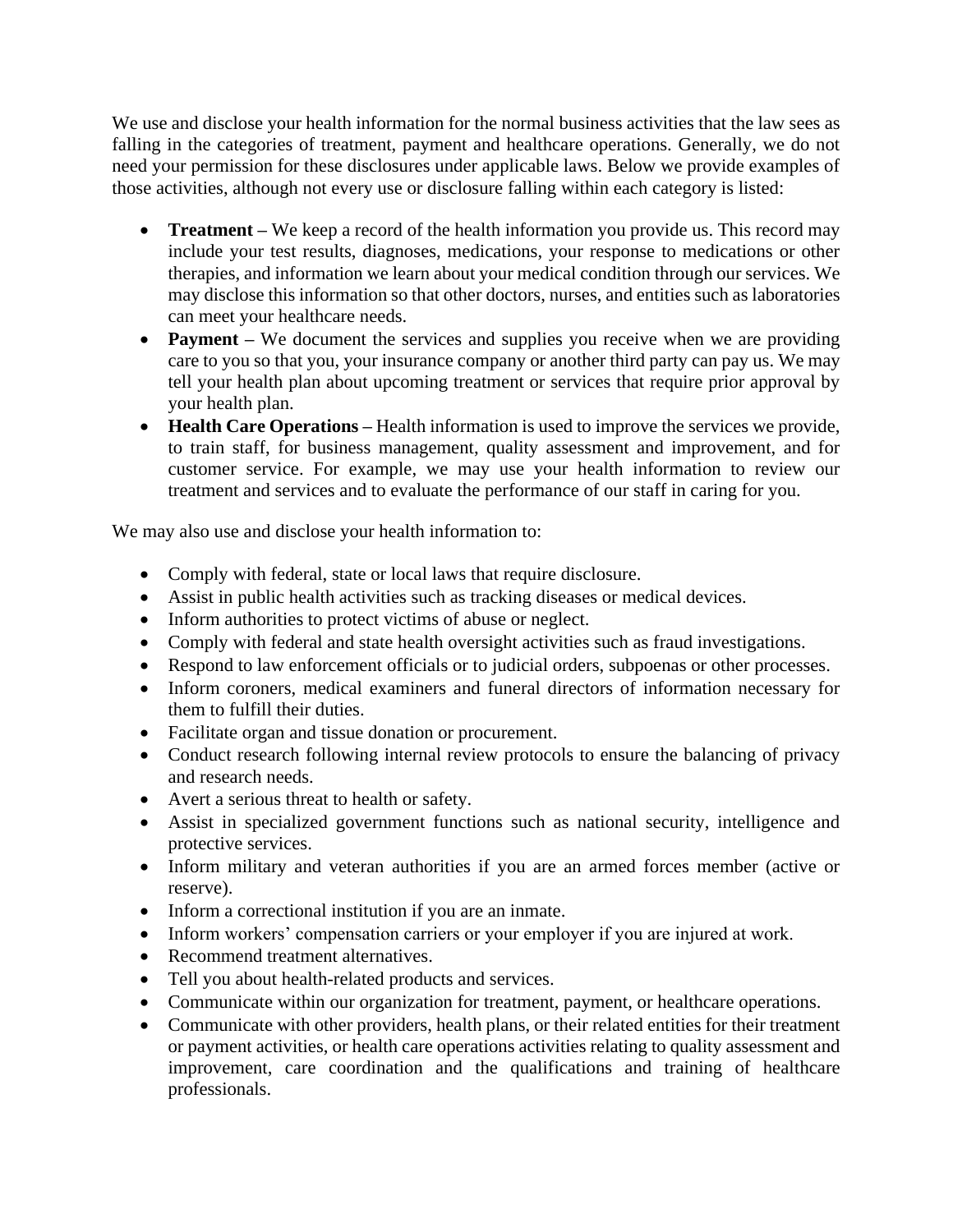We use and disclose your health information for the normal business activities that the law sees as falling in the categories of treatment, payment and healthcare operations. Generally, we do not need your permission for these disclosures under applicable laws. Below we provide examples of those activities, although not every use or disclosure falling within each category is listed:

- **Treatment –** We keep a record of the health information you provide us. This record may include your test results, diagnoses, medications, your response to medications or other therapies, and information we learn about your medical condition through our services. We may disclose this information so that other doctors, nurses, and entities such as laboratories can meet your healthcare needs.
- **Payment –** We document the services and supplies you receive when we are providing care to you so that you, your insurance company or another third party can pay us. We may tell your health plan about upcoming treatment or services that require prior approval by your health plan.
- **Health Care Operations –** Health information is used to improve the services we provide, to train staff, for business management, quality assessment and improvement, and for customer service. For example, we may use your health information to review our treatment and services and to evaluate the performance of our staff in caring for you.

We may also use and disclose your health information to:

- Comply with federal, state or local laws that require disclosure.
- Assist in public health activities such as tracking diseases or medical devices.
- Inform authorities to protect victims of abuse or neglect.
- Comply with federal and state health oversight activities such as fraud investigations.
- Respond to law enforcement officials or to judicial orders, subpoenas or other processes.
- Inform coroners, medical examiners and funeral directors of information necessary for them to fulfill their duties.
- Facilitate organ and tissue donation or procurement.
- Conduct research following internal review protocols to ensure the balancing of privacy and research needs.
- Avert a serious threat to health or safety.
- Assist in specialized government functions such as national security, intelligence and protective services.
- Inform military and veteran authorities if you are an armed forces member (active or reserve).
- Inform a correctional institution if you are an inmate.
- Inform workers' compensation carriers or your employer if you are injured at work.
- Recommend treatment alternatives.
- Tell you about health-related products and services.
- Communicate within our organization for treatment, payment, or healthcare operations.
- Communicate with other providers, health plans, or their related entities for their treatment or payment activities, or health care operations activities relating to quality assessment and improvement, care coordination and the qualifications and training of healthcare professionals.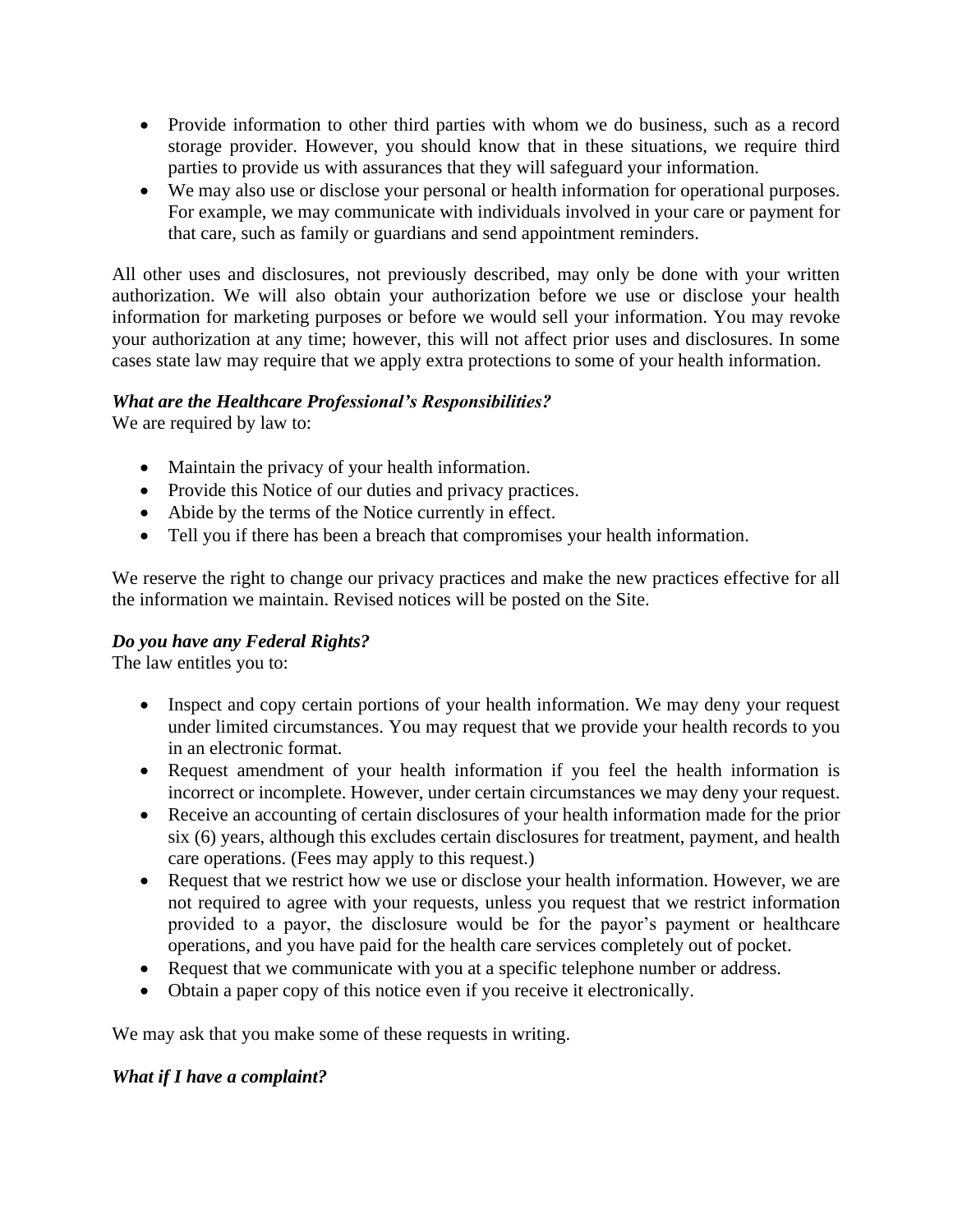- Provide information to other third parties with whom we do business, such as a record storage provider. However, you should know that in these situations, we require third parties to provide us with assurances that they will safeguard your information.
- We may also use or disclose your personal or health information for operational purposes. For example, we may communicate with individuals involved in your care or payment for that care, such as family or guardians and send appointment reminders.

All other uses and disclosures, not previously described, may only be done with your written authorization. We will also obtain your authorization before we use or disclose your health information for marketing purposes or before we would sell your information. You may revoke your authorization at any time; however, this will not affect prior uses and disclosures. In some cases state law may require that we apply extra protections to some of your health information.

***What are the Healthcare Professional's Responsibilities?***

We are required by law to:

- Maintain the privacy of your health information.
- Provide this Notice of our duties and privacy practices.
- Abide by the terms of the Notice currently in effect.
- Tell you if there has been a breach that compromises your health information.

We reserve the right to change our privacy practices and make the new practices effective for all the information we maintain. Revised notices will be posted on the Site.

***Do you have any Federal Rights?***

The law entitles you to:

- Inspect and copy certain portions of your health information. We may deny your request under limited circumstances. You may request that we provide your health records to you in an electronic format.
- Request amendment of your health information if you feel the health information is incorrect or incomplete. However, under certain circumstances we may deny your request.
- Receive an accounting of certain disclosures of your health information made for the prior six (6) years, although this excludes certain disclosures for treatment, payment, and health care operations. (Fees may apply to this request.)
- Request that we restrict how we use or disclose your health information. However, we are not required to agree with your requests, unless you request that we restrict information provided to a payor, the disclosure would be for the payor's payment or healthcare operations, and you have paid for the health care services completely out of pocket.
- Request that we communicate with you at a specific telephone number or address.
- Obtain a paper copy of this notice even if you receive it electronically.

We may ask that you make some of these requests in writing.

***What if I have a complaint?***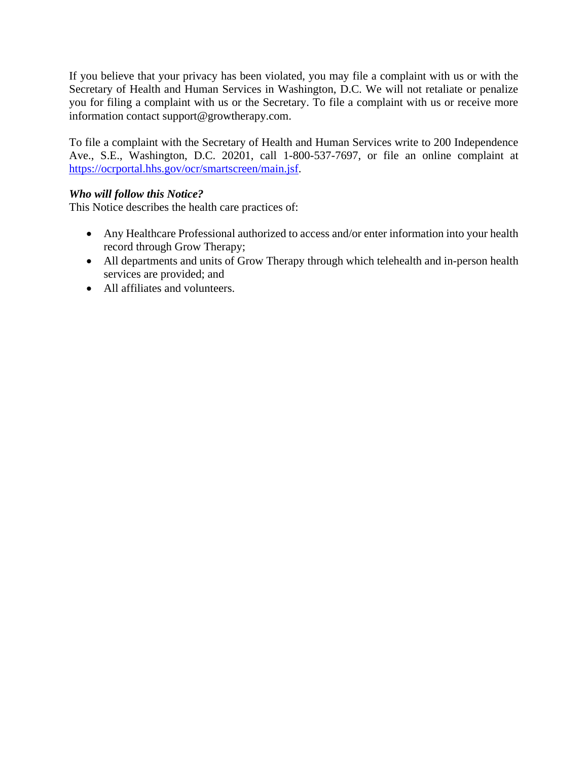If you believe that your privacy has been violated, you may file a complaint with us or with the Secretary of Health and Human Services in Washington, D.C. We will not retaliate or penalize you for filing a complaint with us or the Secretary. To file a complaint with us or receive more information contact support@growtherapy.com.

To file a complaint with the Secretary of Health and Human Services write to 200 Independence Ave., S.E., Washington, D.C. 20201, call 1-800-537-7697, or file an online complaint at https://ocrportal.hhs.gov/ocr/smartscreen/main.jsf.

***Who will follow this Notice?***

This Notice describes the health care practices of:

- Any Healthcare Professional authorized to access and/or enter information into your health record through Grow Therapy;
- All departments and units of Grow Therapy through which telehealth and in-person health services are provided; and
- All affiliates and volunteers.